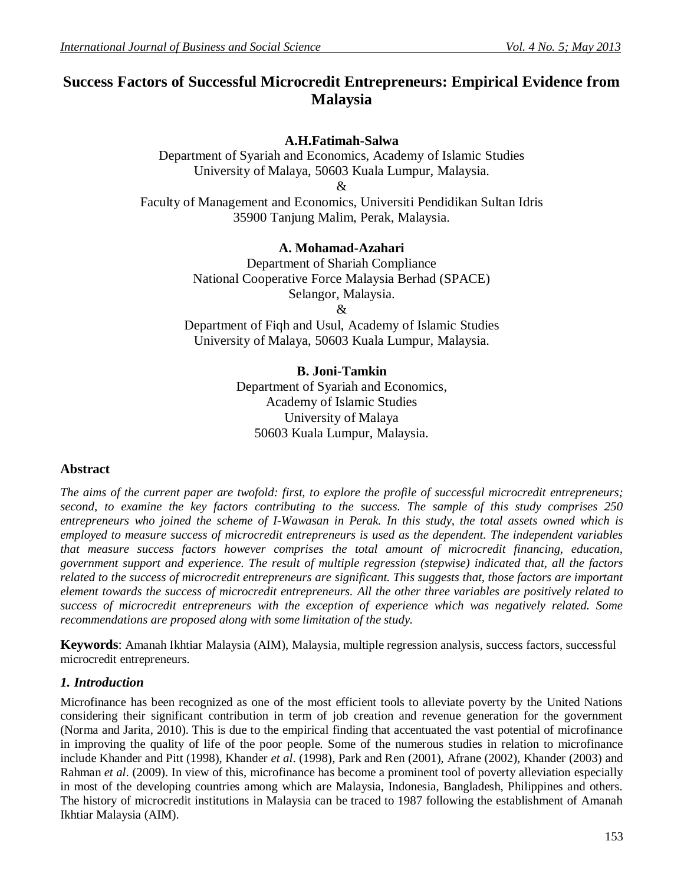# Success Factors of Successful Microcredit Entrepreneurs: Empirical Evidence from Malaysia

**A.H.Fatimah-Salwa**

Department of Syariah and Economics, Academy of Islamic Studies
University of Malaya, 50603 Kuala Lumpur, Malaysia.
&
Faculty of Management and Economics, Universiti Pendidikan Sultan Idris
35900 Tanjung Malim, Perak, Malaysia.

**A. Mohamad-Azahari**

Department of Shariah Compliance
National Cooperative Force Malaysia Berhad (SPACE)
Selangor, Malaysia.
&
Department of Fiqh and Usul, Academy of Islamic Studies
University of Malaya, 50603 Kuala Lumpur, Malaysia.

**B. Joni-Tamkin**

Department of Syariah and Economics,
Academy of Islamic Studies
University of Malaya
50603 Kuala Lumpur, Malaysia.

## Abstract

*The aims of the current paper are twofold: first, to explore the profile of successful microcredit entrepreneurs; second, to examine the key factors contributing to the success. The sample of this study comprises 250 entrepreneurs who joined the scheme of I-Wawasan in Perak. In this study, the total assets owned which is employed to measure success of microcredit entrepreneurs is used as the dependent. The independent variables that measure success factors however comprises the total amount of microcredit financing, education, government support and experience. The result of multiple regression (stepwise) indicated that, all the factors related to the success of microcredit entrepreneurs are significant. This suggests that, those factors are important element towards the success of microcredit entrepreneurs. All the other three variables are positively related to success of microcredit entrepreneurs with the exception of experience which was negatively related. Some recommendations are proposed along with some limitation of the study.*

**Keywords**: Amanah Ikhtiar Malaysia (AIM), Malaysia, multiple regression analysis, success factors, successful microcredit entrepreneurs.

## *1. Introduction*

Microfinance has been recognized as one of the most efficient tools to alleviate poverty by the United Nations considering their significant contribution in term of job creation and revenue generation for the government (Norma and Jarita, 2010). This is due to the empirical finding that accentuated the vast potential of microfinance in improving the quality of life of the poor people. Some of the numerous studies in relation to microfinance include Khander and Pitt (1998), Khander *et al*. (1998), Park and Ren (2001), Afrane (2002), Khander (2003) and Rahman *et al*. (2009). In view of this, microfinance has become a prominent tool of poverty alleviation especially in most of the developing countries among which are Malaysia, Indonesia, Bangladesh, Philippines and others. The history of microcredit institutions in Malaysia can be traced to 1987 following the establishment of Amanah Ikhtiar Malaysia (AIM).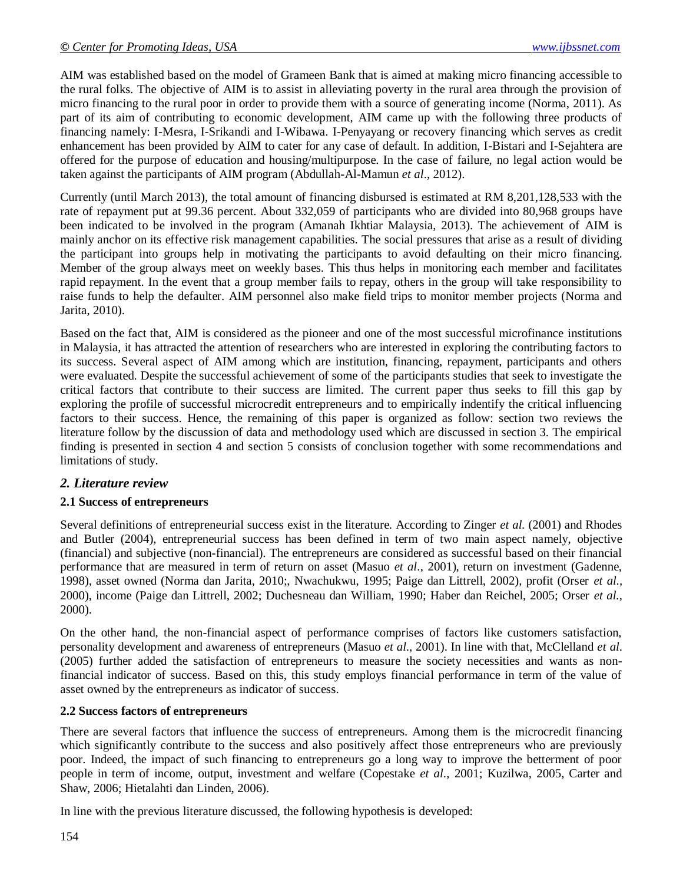AIM was established based on the model of Grameen Bank that is aimed at making micro financing accessible to the rural folks. The objective of AIM is to assist in alleviating poverty in the rural area through the provision of micro financing to the rural poor in order to provide them with a source of generating income (Norma, 2011). As part of its aim of contributing to economic development, AIM came up with the following three products of financing namely: I-Mesra, I-Srikandi and I-Wibawa. I-Penyayang or recovery financing which serves as credit enhancement has been provided by AIM to cater for any case of default. In addition, I-Bistari and I-Sejahtera are offered for the purpose of education and housing/multipurpose. In the case of failure, no legal action would be taken against the participants of AIM program (Abdullah-Al-Mamun *et al*., 2012).

Currently (until March 2013), the total amount of financing disbursed is estimated at RM 8,201,128,533 with the rate of repayment put at 99.36 percent. About 332,059 of participants who are divided into 80,968 groups have been indicated to be involved in the program (Amanah Ikhtiar Malaysia, 2013). The achievement of AIM is mainly anchor on its effective risk management capabilities. The social pressures that arise as a result of dividing the participant into groups help in motivating the participants to avoid defaulting on their micro financing. Member of the group always meet on weekly bases. This thus helps in monitoring each member and facilitates rapid repayment. In the event that a group member fails to repay, others in the group will take responsibility to raise funds to help the defaulter. AIM personnel also make field trips to monitor member projects (Norma and Jarita, 2010).

Based on the fact that, AIM is considered as the pioneer and one of the most successful microfinance institutions in Malaysia, it has attracted the attention of researchers who are interested in exploring the contributing factors to its success. Several aspect of AIM among which are institution, financing, repayment, participants and others were evaluated. Despite the successful achievement of some of the participants studies that seek to investigate the critical factors that contribute to their success are limited. The current paper thus seeks to fill this gap by exploring the profile of successful microcredit entrepreneurs and to empirically indentify the critical influencing factors to their success. Hence, the remaining of this paper is organized as follow: section two reviews the literature follow by the discussion of data and methodology used which are discussed in section 3. The empirical finding is presented in section 4 and section 5 consists of conclusion together with some recommendations and limitations of study.

## *2. Literature review*

### 2.1 Success of entrepreneurs

Several definitions of entrepreneurial success exist in the literature. According to Zinger *et al.* (2001) and Rhodes and Butler (2004), entrepreneurial success has been defined in term of two main aspect namely, objective (financial) and subjective (non-financial). The entrepreneurs are considered as successful based on their financial performance that are measured in term of return on asset (Masuo *et al*., 2001), return on investment (Gadenne, 1998), asset owned (Norma dan Jarita, 2010;, Nwachukwu, 1995; Paige dan Littrell, 2002), profit (Orser *et al.*, 2000), income (Paige dan Littrell, 2002; Duchesneau dan William, 1990; Haber dan Reichel, 2005; Orser *et al.*, 2000).

On the other hand, the non-financial aspect of performance comprises of factors like customers satisfaction, personality development and awareness of entrepreneurs (Masuo *et al*., 2001). In line with that, McClelland *et al.* (2005) further added the satisfaction of entrepreneurs to measure the society necessities and wants as non-financial indicator of success. Based on this, this study employs financial performance in term of the value of asset owned by the entrepreneurs as indicator of success.

### 2.2 Success factors of entrepreneurs

There are several factors that influence the success of entrepreneurs. Among them is the microcredit financing which significantly contribute to the success and also positively affect those entrepreneurs who are previously poor. Indeed, the impact of such financing to entrepreneurs go a long way to improve the betterment of poor people in term of income, output, investment and welfare (Copestake *et al*., 2001; Kuzilwa, 2005, Carter and Shaw, 2006; Hietalahti dan Linden, 2006).

In line with the previous literature discussed, the following hypothesis is developed: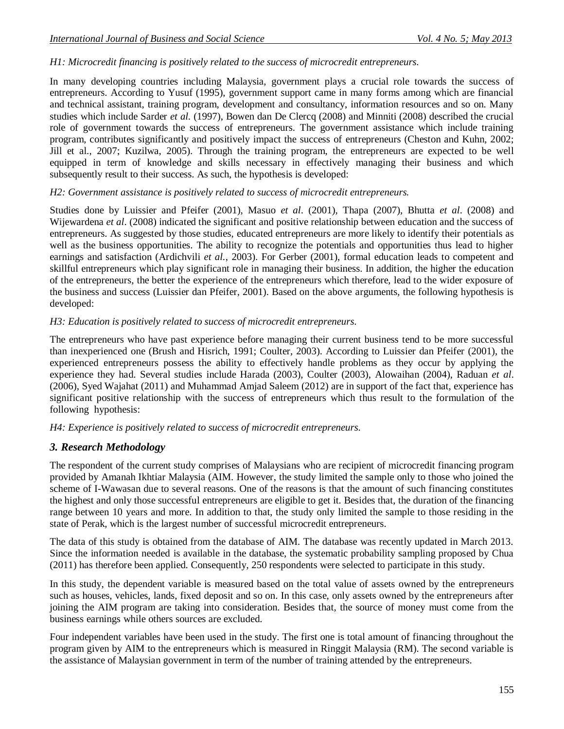*H1: Microcredit financing is positively related to the success of microcredit entrepreneurs.*

In many developing countries including Malaysia, government plays a crucial role towards the success of entrepreneurs. According to Yusuf (1995), government support came in many forms among which are financial and technical assistant, training program, development and consultancy, information resources and so on. Many studies which include Sarder *et al.* (1997), Bowen dan De Clercq (2008) and Minniti (2008) described the crucial role of government towards the success of entrepreneurs. The government assistance which include training program, contributes significantly and positively impact the success of entrepreneurs (Cheston and Kuhn, 2002; Jill et al., 2007; Kuzilwa, 2005). Through the training program, the entrepreneurs are expected to be well equipped in term of knowledge and skills necessary in effectively managing their business and which subsequently result to their success. As such, the hypothesis is developed:

*H2: Government assistance is positively related to success of microcredit entrepreneurs.*

Studies done by Luissier and Pfeifer (2001), Masuo *et al*. (2001), Thapa (2007), Bhutta *et al*. (2008) and Wijewardena *et al*. (2008) indicated the significant and positive relationship between education and the success of entrepreneurs. As suggested by those studies, educated entrepreneurs are more likely to identify their potentials as well as the business opportunities. The ability to recognize the potentials and opportunities thus lead to higher earnings and satisfaction (Ardichvili *et al.*, 2003). For Gerber (2001), formal education leads to competent and skillful entrepreneurs which play significant role in managing their business. In addition, the higher the education of the entrepreneurs, the better the experience of the entrepreneurs which therefore, lead to the wider exposure of the business and success (Luissier dan Pfeifer, 2001). Based on the above arguments, the following hypothesis is developed:

*H3: Education is positively related to success of microcredit entrepreneurs.*

The entrepreneurs who have past experience before managing their current business tend to be more successful than inexperienced one (Brush and Hisrich, 1991; Coulter, 2003). According to Luissier dan Pfeifer (2001), the experienced entrepreneurs possess the ability to effectively handle problems as they occur by applying the experience they had. Several studies include Harada (2003), Coulter (2003), Alowaihan (2004), Raduan *et al*. (2006), Syed Wajahat (2011) and Muhammad Amjad Saleem (2012) are in support of the fact that, experience has significant positive relationship with the success of entrepreneurs which thus result to the formulation of the following hypothesis:

*H4: Experience is positively related to success of microcredit entrepreneurs.*

## *3. Research Methodology*

The respondent of the current study comprises of Malaysians who are recipient of microcredit financing program provided by Amanah Ikhtiar Malaysia (AIM. However, the study limited the sample only to those who joined the scheme of I-Wawasan due to several reasons. One of the reasons is that the amount of such financing constitutes the highest and only those successful entrepreneurs are eligible to get it. Besides that, the duration of the financing range between 10 years and more. In addition to that, the study only limited the sample to those residing in the state of Perak, which is the largest number of successful microcredit entrepreneurs.

The data of this study is obtained from the database of AIM. The database was recently updated in March 2013. Since the information needed is available in the database, the systematic probability sampling proposed by Chua (2011) has therefore been applied. Consequently, 250 respondents were selected to participate in this study.

In this study, the dependent variable is measured based on the total value of assets owned by the entrepreneurs such as houses, vehicles, lands, fixed deposit and so on. In this case, only assets owned by the entrepreneurs after joining the AIM program are taking into consideration. Besides that, the source of money must come from the business earnings while others sources are excluded.

Four independent variables have been used in the study. The first one is total amount of financing throughout the program given by AIM to the entrepreneurs which is measured in Ringgit Malaysia (RM). The second variable is the assistance of Malaysian government in term of the number of training attended by the entrepreneurs.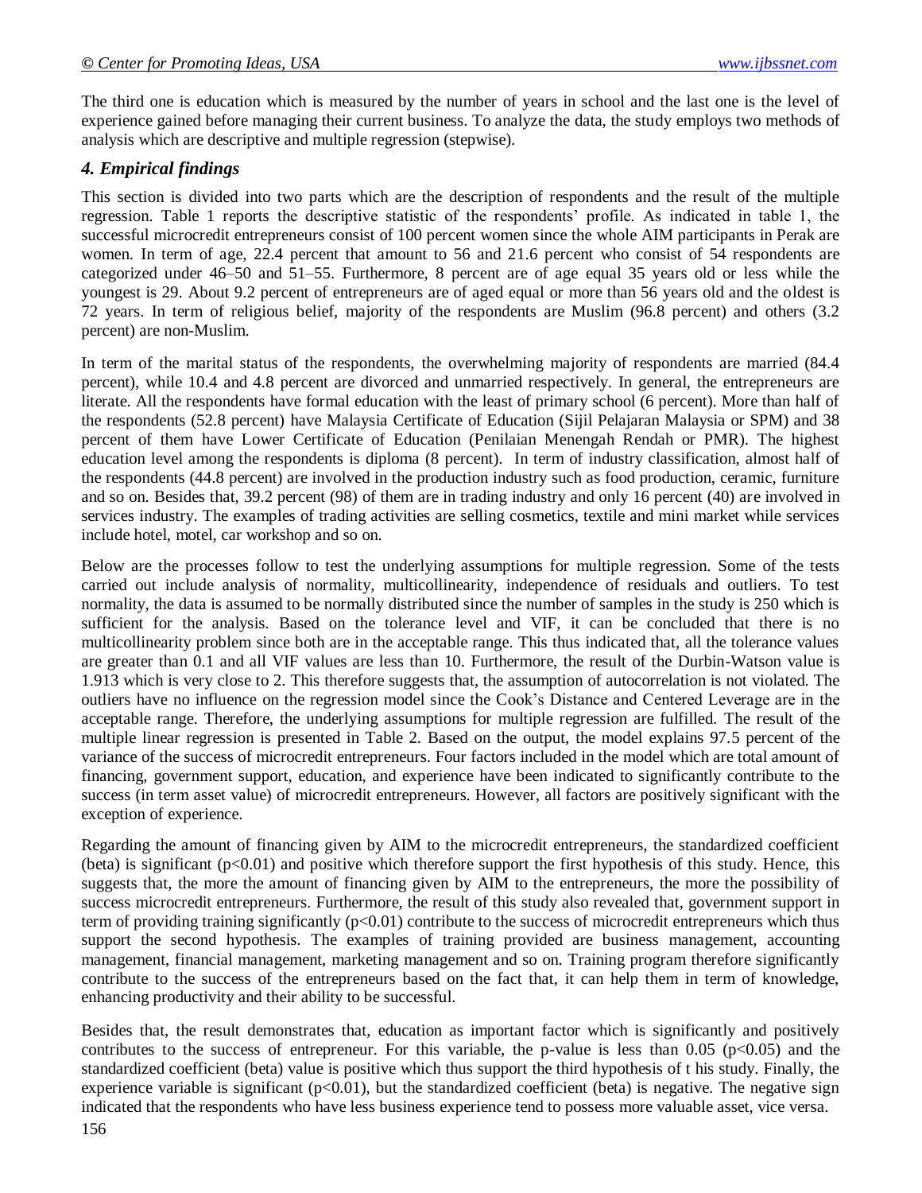The third one is education which is measured by the number of years in school and the last one is the level of experience gained before managing their current business. To analyze the data, the study employs two methods of analysis which are descriptive and multiple regression (stepwise).

## *4. Empirical findings*

This section is divided into two parts which are the description of respondents and the result of the multiple regression. Table 1 reports the descriptive statistic of the respondents' profile. As indicated in table 1, the successful microcredit entrepreneurs consist of 100 percent women since the whole AIM participants in Perak are women. In term of age, 22.4 percent that amount to 56 and 21.6 percent who consist of 54 respondents are categorized under 46–50 and 51–55. Furthermore, 8 percent are of age equal 35 years old or less while the youngest is 29. About 9.2 percent of entrepreneurs are of aged equal or more than 56 years old and the oldest is 72 years. In term of religious belief, majority of the respondents are Muslim (96.8 percent) and others (3.2 percent) are non-Muslim.

In term of the marital status of the respondents, the overwhelming majority of respondents are married (84.4 percent), while 10.4 and 4.8 percent are divorced and unmarried respectively. In general, the entrepreneurs are literate. All the respondents have formal education with the least of primary school (6 percent). More than half of the respondents (52.8 percent) have Malaysia Certificate of Education (Sijil Pelajaran Malaysia or SPM) and 38 percent of them have Lower Certificate of Education (Penilaian Menengah Rendah or PMR). The highest education level among the respondents is diploma (8 percent). In term of industry classification, almost half of the respondents (44.8 percent) are involved in the production industry such as food production, ceramic, furniture and so on. Besides that, 39.2 percent (98) of them are in trading industry and only 16 percent (40) are involved in services industry. The examples of trading activities are selling cosmetics, textile and mini market while services include hotel, motel, car workshop and so on.

Below are the processes follow to test the underlying assumptions for multiple regression. Some of the tests carried out include analysis of normality, multicollinearity, independence of residuals and outliers. To test normality, the data is assumed to be normally distributed since the number of samples in the study is 250 which is sufficient for the analysis. Based on the tolerance level and VIF, it can be concluded that there is no multicollinearity problem since both are in the acceptable range. This thus indicated that, all the tolerance values are greater than 0.1 and all VIF values are less than 10. Furthermore, the result of the Durbin-Watson value is 1.913 which is very close to 2. This therefore suggests that, the assumption of autocorrelation is not violated. The outliers have no influence on the regression model since the Cook's Distance and Centered Leverage are in the acceptable range. Therefore, the underlying assumptions for multiple regression are fulfilled. The result of the multiple linear regression is presented in Table 2. Based on the output, the model explains 97.5 percent of the variance of the success of microcredit entrepreneurs. Four factors included in the model which are total amount of financing, government support, education, and experience have been indicated to significantly contribute to the success (in term asset value) of microcredit entrepreneurs. However, all factors are positively significant with the exception of experience.

Regarding the amount of financing given by AIM to the microcredit entrepreneurs, the standardized coefficient (beta) is significant ($p<0.01$) and positive which therefore support the first hypothesis of this study. Hence, this suggests that, the more the amount of financing given by AIM to the entrepreneurs, the more the possibility of success microcredit entrepreneurs. Furthermore, the result of this study also revealed that, government support in term of providing training significantly ($p<0.01$) contribute to the success of microcredit entrepreneurs which thus support the second hypothesis. The examples of training provided are business management, accounting management, financial management, marketing management and so on. Training program therefore significantly contribute to the success of the entrepreneurs based on the fact that, it can help them in term of knowledge, enhancing productivity and their ability to be successful.

Besides that, the result demonstrates that, education as important factor which is significantly and positively contributes to the success of entrepreneur. For this variable, the p-value is less than 0.05 ($p<0.05$) and the standardized coefficient (beta) value is positive which thus support the third hypothesis of t his study. Finally, the experience variable is significant ($p<0.01$), but the standardized coefficient (beta) is negative. The negative sign indicated that the respondents who have less business experience tend to possess more valuable asset, vice versa.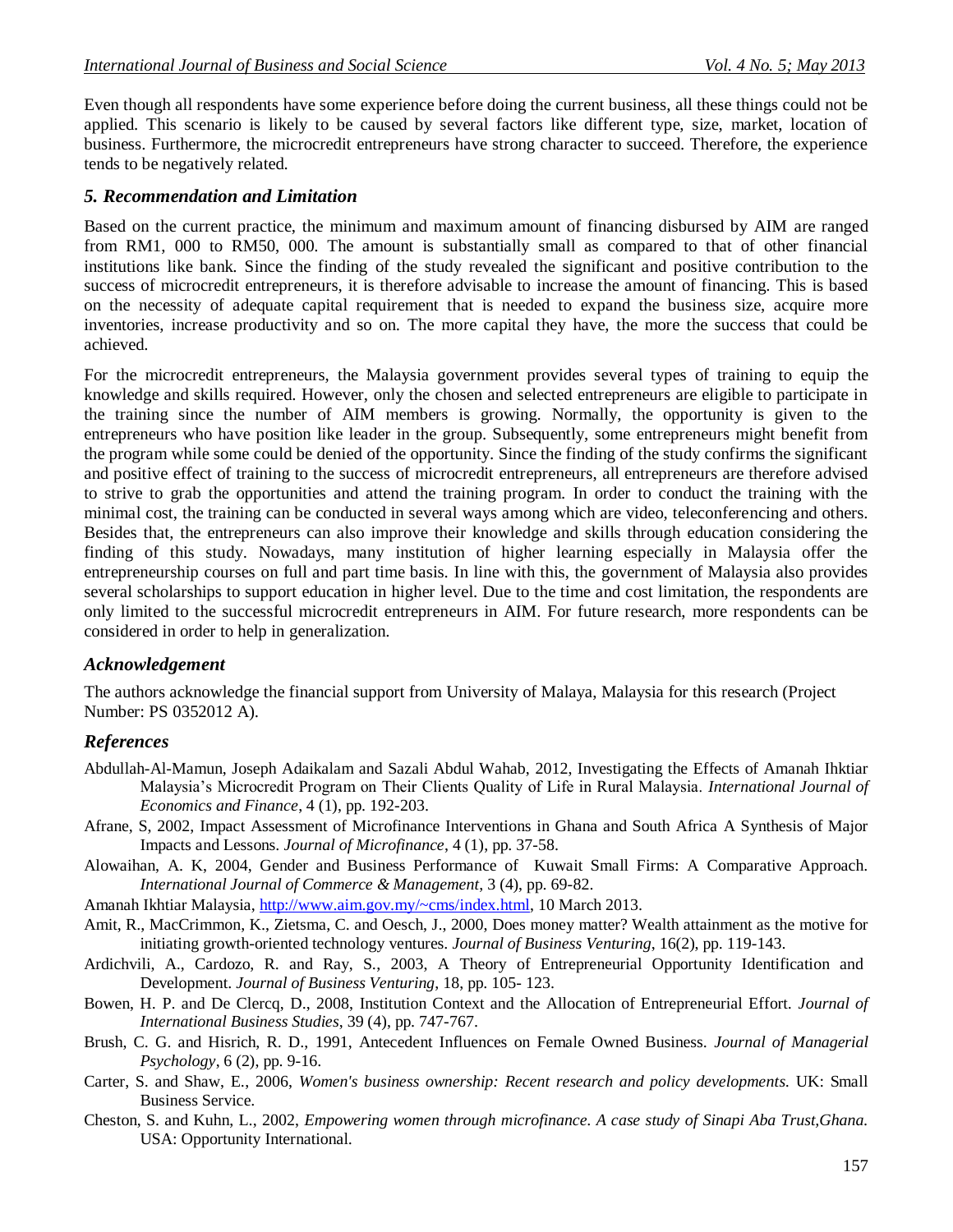Even though all respondents have some experience before doing the current business, all these things could not be applied. This scenario is likely to be caused by several factors like different type, size, market, location of business. Furthermore, the microcredit entrepreneurs have strong character to succeed. Therefore, the experience tends to be negatively related.

## *5. Recommendation and Limitation*

Based on the current practice, the minimum and maximum amount of financing disbursed by AIM are ranged from RM1, 000 to RM50, 000. The amount is substantially small as compared to that of other financial institutions like bank. Since the finding of the study revealed the significant and positive contribution to the success of microcredit entrepreneurs, it is therefore advisable to increase the amount of financing. This is based on the necessity of adequate capital requirement that is needed to expand the business size, acquire more inventories, increase productivity and so on. The more capital they have, the more the success that could be achieved.

For the microcredit entrepreneurs, the Malaysia government provides several types of training to equip the knowledge and skills required. However, only the chosen and selected entrepreneurs are eligible to participate in the training since the number of AIM members is growing. Normally, the opportunity is given to the entrepreneurs who have position like leader in the group. Subsequently, some entrepreneurs might benefit from the program while some could be denied of the opportunity. Since the finding of the study confirms the significant and positive effect of training to the success of microcredit entrepreneurs, all entrepreneurs are therefore advised to strive to grab the opportunities and attend the training program. In order to conduct the training with the minimal cost, the training can be conducted in several ways among which are video, teleconferencing and others. Besides that, the entrepreneurs can also improve their knowledge and skills through education considering the finding of this study. Nowadays, many institution of higher learning especially in Malaysia offer the entrepreneurship courses on full and part time basis. In line with this, the government of Malaysia also provides several scholarships to support education in higher level. Due to the time and cost limitation, the respondents are only limited to the successful microcredit entrepreneurs in AIM. For future research, more respondents can be considered in order to help in generalization.

## *Acknowledgement*

The authors acknowledge the financial support from University of Malaya, Malaysia for this research (Project Number: PS 0352012 A).

## *References*

Abdullah-Al-Mamun, Joseph Adaikalam and Sazali Abdul Wahab, 2012, Investigating the Effects of Amanah Ihktiar Malaysia's Microcredit Program on Their Clients Quality of Life in Rural Malaysia. *International Journal of Economics and Finance*, 4 (1), pp. 192-203.

Afrane, S, 2002, Impact Assessment of Microfinance Interventions in Ghana and South Africa A Synthesis of Major Impacts and Lessons. *Journal of Microfinance*, 4 (1), pp. 37-58.

Alowaihan, A. K, 2004, Gender and Business Performance of Kuwait Small Firms: A Comparative Approach. *International Journal of Commerce & Management*, 3 (4), pp. 69-82.

Amanah Ikhtiar Malaysia, http://www.aim.gov.my/~cms/index.html, 10 March 2013.

Amit, R., MacCrimmon, K., Zietsma, C. and Oesch, J., 2000, Does money matter? Wealth attainment as the motive for initiating growth-oriented technology ventures. *Journal of Business Venturing*, 16(2), pp. 119-143.

Ardichvili, A., Cardozo, R. and Ray, S., 2003, A Theory of Entrepreneurial Opportunity Identification and Development. *Journal of Business Venturing*, 18, pp. 105- 123.

Bowen, H. P. and De Clercq, D., 2008, Institution Context and the Allocation of Entrepreneurial Effort. *Journal of International Business Studies*, 39 (4), pp. 747-767.

Brush, C. G. and Hisrich, R. D., 1991, Antecedent Influences on Female Owned Business. *Journal of Managerial Psychology*, 6 (2), pp. 9-16.

Carter, S. and Shaw, E., 2006, *Women's business ownership: Recent research and policy developments.* UK: Small Business Service.

Cheston, S. and Kuhn, L., 2002, *Empowering women through microfinance. A case study of Sinapi Aba Trust,Ghana.* USA: Opportunity International.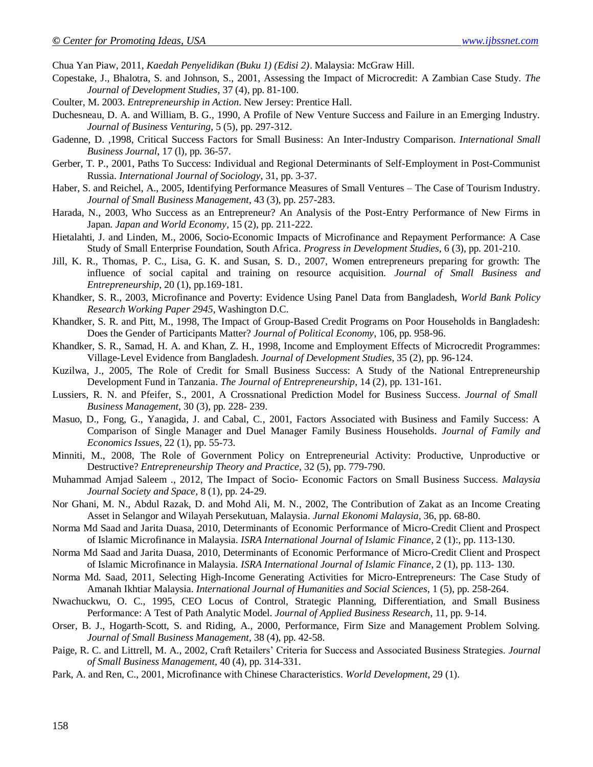Chua Yan Piaw, 2011, *Kaedah Penyelidikan (Buku 1) (Edisi 2)*. Malaysia: McGraw Hill.

Copestake, J., Bhalotra, S. and Johnson, S., 2001, Assessing the Impact of Microcredit: A Zambian Case Study. *The Journal of Development Studies*, 37 (4), pp. 81-100.

Coulter, M. 2003. *Entrepreneurship in Action*. New Jersey: Prentice Hall.

Duchesneau, D. A. and William, B. G., 1990, A Profile of New Venture Success and Failure in an Emerging Industry. *Journal of Business Venturing*, 5 (5), pp. 297-312.

Gadenne, D. ,1998, Critical Success Factors for Small Business: An Inter-Industry Comparison. *International Small Business Journal*, 17 (l), pp. 36-57.

Gerber, T. P., 2001, Paths To Success: Individual and Regional Determinants of Self-Employment in Post-Communist Russia. *International Journal of Sociology*, 31, pp. 3-37.

Haber, S. and Reichel, A., 2005, Identifying Performance Measures of Small Ventures – The Case of Tourism Industry. *Journal of Small Business Management*, 43 (3), pp. 257-283.

Harada, N., 2003, Who Success as an Entrepreneur? An Analysis of the Post-Entry Performance of New Firms in Japan. *Japan and World Economy*, 15 (2), pp. 211-222.

Hietalahti, J. and Linden, M., 2006, Socio-Economic Impacts of Microfinance and Repayment Performance: A Case Study of Small Enterprise Foundation, South Africa. *Progress in Development Studies*, 6 (3), pp. 201-210.

Jill, K. R., Thomas, P. C., Lisa, G. K. and Susan, S. D., 2007, Women entrepreneurs preparing for growth: The influence of social capital and training on resource acquisition. *Journal of Small Business and Entrepreneurship*, 20 (1), pp.169-181.

Khandker, S. R., 2003, Microfinance and Poverty: Evidence Using Panel Data from Bangladesh, *World Bank Policy Research Working Paper 2945*, Washington D.C.

Khandker, S. R. and Pitt, M., 1998, The Impact of Group-Based Credit Programs on Poor Households in Bangladesh: Does the Gender of Participants Matter? *Journal of Political Economy*, 106, pp. 958-96.

Khandker, S. R., Samad, H. A. and Khan, Z. H., 1998, Income and Employment Effects of Microcredit Programmes: Village-Level Evidence from Bangladesh. *Journal of Development Studies*, 35 (2), pp. 96-124.

Kuzilwa, J., 2005, The Role of Credit for Small Business Success: A Study of the National Entrepreneurship Development Fund in Tanzania. *The Journal of Entrepreneurship*, 14 (2), pp. 131-161.

Lussiers, R. N. and Pfeifer, S., 2001, A Crossnational Prediction Model for Business Success. *Journal of Small Business Management*, 30 (3), pp. 228- 239.

Masuo, D., Fong, G., Yanagida, J. and Cabal, C., 2001, Factors Associated with Business and Family Success: A Comparison of Single Manager and Duel Manager Family Business Households. *Journal of Family and Economics Issues*, 22 (1), pp. 55-73.

Minniti, M., 2008, The Role of Government Policy on Entrepreneurial Activity: Productive, Unproductive or Destructive? *Entrepreneurship Theory and Practice*, 32 (5), pp. 779-790.

Muhammad Amjad Saleem ., 2012, The Impact of Socio- Economic Factors on Small Business Success. *Malaysia Journal Society and Space*, 8 (1), pp. 24-29.

Nor Ghani, M. N., Abdul Razak, D. and Mohd Ali, M. N., 2002, The Contribution of Zakat as an Income Creating Asset in Selangor and Wilayah Persekutuan, Malaysia. *Jurnal Ekonomi Malaysia,* 36, pp. 68-80.

Norma Md Saad and Jarita Duasa, 2010, Determinants of Economic Performance of Micro-Credit Client and Prospect of Islamic Microfinance in Malaysia. *ISRA International Journal of Islamic Finance*, 2 (1):, pp. 113-130.

Norma Md Saad and Jarita Duasa, 2010, Determinants of Economic Performance of Micro-Credit Client and Prospect of Islamic Microfinance in Malaysia. *ISRA International Journal of Islamic Finance*, 2 (1), pp. 113- 130.

Norma Md. Saad, 2011, Selecting High-Income Generating Activities for Micro-Entrepreneurs: The Case Study of Amanah Ikhtiar Malaysia. *International Journal of Humanities and Social Sciences*, 1 (5), pp. 258-264.

Nwachuckwu, O. C., 1995, CEO Locus of Control, Strategic Planning, Differentiation, and Small Business Performance: A Test of Path Analytic Model. *Journal of Applied Business Research*, 11, pp. 9-14.

Orser, B. J., Hogarth-Scott, S. and Riding, A., 2000, Performance, Firm Size and Management Problem Solving. *Journal of Small Business Management*, 38 (4), pp. 42-58.

Paige, R. C. and Littrell, M. A., 2002, Craft Retailers' Criteria for Success and Associated Business Strategies. *Journal of Small Business Management*, 40 (4), pp. 314-331.

Park, A. and Ren, C., 2001, Microfinance with Chinese Characteristics. *World Development*, 29 (1).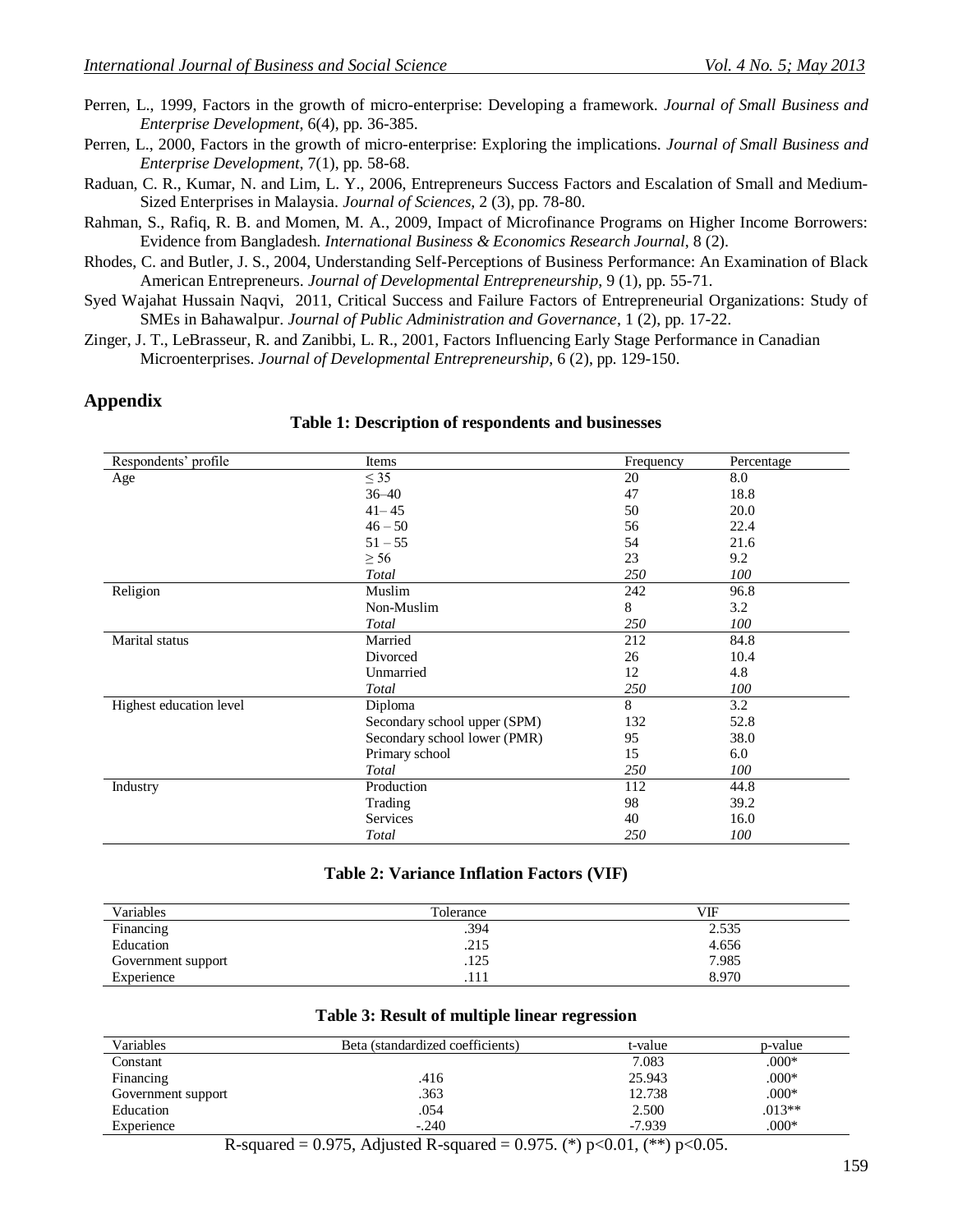Perren, L., 1999, Factors in the growth of micro-enterprise: Developing a framework. *Journal of Small Business and Enterprise Development*, 6(4), pp. 36-385.

Perren, L., 2000, Factors in the growth of micro-enterprise: Exploring the implications. *Journal of Small Business and Enterprise Development*, 7(1), pp. 58-68.

Raduan, C. R., Kumar, N. and Lim, L. Y., 2006, Entrepreneurs Success Factors and Escalation of Small and Medium-Sized Enterprises in Malaysia. *Journal of Sciences*, 2 (3), pp. 78-80.

Rahman, S., Rafiq, R. B. and Momen, M. A., 2009, Impact of Microfinance Programs on Higher Income Borrowers: Evidence from Bangladesh. *International Business & Economics Research Journal*, 8 (2).

Rhodes, C. and Butler, J. S., 2004, Understanding Self-Perceptions of Business Performance: An Examination of Black American Entrepreneurs. *Journal of Developmental Entrepreneurship*, 9 (1), pp. 55-71.

Syed Wajahat Hussain Naqvi, 2011, Critical Success and Failure Factors of Entrepreneurial Organizations: Study of SMEs in Bahawalpur. *Journal of Public Administration and Governance*, 1 (2), pp. 17-22.

Zinger, J. T., LeBrasseur, R. and Zanibbi, L. R., 2001, Factors Influencing Early Stage Performance in Canadian Microenterprises. *Journal of Developmental Entrepreneurship*, 6 (2), pp. 129-150.

## Appendix

**Table 1: Description of respondents and businesses**

| Respondents' profile | Items | Frequency | Percentage |
|---|---|---|---|
| Age | ≤ 35 | 20 | 8.0 |
| | 36–40 | 47 | 18.8 |
| | 41– 45 | 50 | 20.0 |
| | 46 – 50 | 56 | 22.4 |
| | 51 – 55 | 54 | 21.6 |
| | ≥ 56 | 23 | 9.2 |
| | *Total* | *250* | *100* |
| Religion | Muslim | 242 | 96.8 |
| | Non-Muslim | 8 | 3.2 |
| | *Total* | *250* | *100* |
| Marital status | Married | 212 | 84.8 |
| | Divorced | 26 | 10.4 |
| | Unmarried | 12 | 4.8 |
| | *Total* | *250* | *100* |
| Highest education level | Diploma | 8 | 3.2 |
| | Secondary school upper (SPM) | 132 | 52.8 |
| | Secondary school lower (PMR) | 95 | 38.0 |
| | Primary school | 15 | 6.0 |
| | *Total* | *250* | *100* |
| Industry | Production | 112 | 44.8 |
| | Trading | 98 | 39.2 |
| | Services | 40 | 16.0 |
| | *Total* | *250* | *100* |

**Table 2: Variance Inflation Factors (VIF)**

| Variables | Tolerance | VIF |
|---|---|---|
| Financing | .394 | 2.535 |
| Education | .215 | 4.656 |
| Government support | .125 | 7.985 |
| Experience | .111 | 8.970 |

**Table 3: Result of multiple linear regression**

| Variables | Beta (standardized coefficients) | t-value | p-value |
|---|---|---|---|
| Constant | | 7.083 | .000* |
| Financing | .416 | 25.943 | .000* |
| Government support | .363 | 12.738 | .000* |
| Education | .054 | 2.500 | .013** |
| Experience | -.240 | -7.939 | .000* |

R-squared = 0.975, Adjusted R-squared = 0.975. (*) $p<0.01$, (**) $p<0.05$.